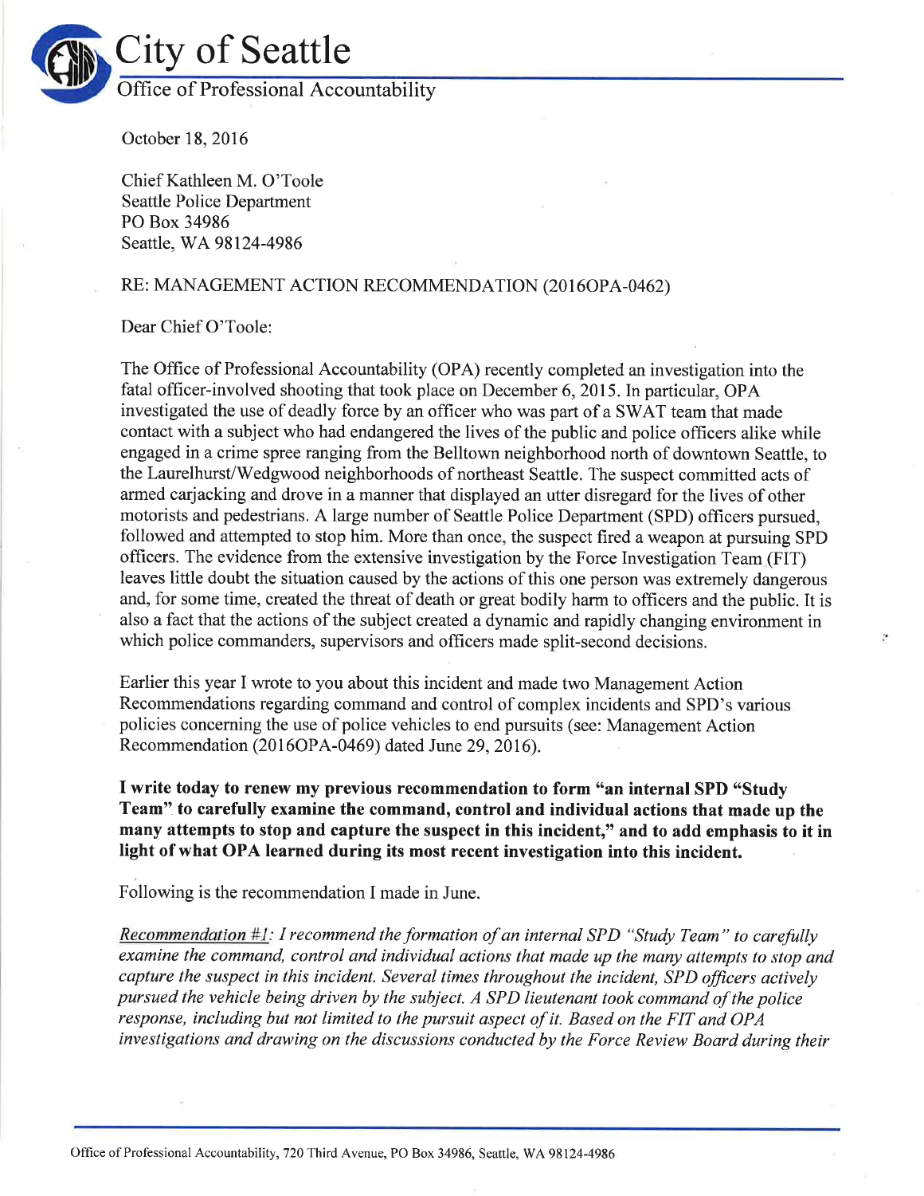# City of Seattle

## Office of Professional Accountability

October 18, 2016

Chief Kathleen M. O'Toole
Seattle Police Department
PO Box 34986
Seattle, WA 98124-4986

RE: MANAGEMENT ACTION RECOMMENDATION (2016OPA-0462)

Dear Chief O'Toole:

The Office of Professional Accountability (OPA) recently completed an investigation into the fatal officer-involved shooting that took place on December 6, 2015. In particular, OPA investigated the use of deadly force by an officer who was part of a SWAT team that made contact with a subject who had endangered the lives of the public and police officers alike while engaged in a crime spree ranging from the Belltown neighborhood north of downtown Seattle, to the Laurelhurst/Wedgwood neighborhoods of northeast Seattle. The suspect committed acts of armed carjacking and drove in a manner that displayed an utter disregard for the lives of other motorists and pedestrians. A large number of Seattle Police Department (SPD) officers pursued, followed and attempted to stop him. More than once, the suspect fired a weapon at pursuing SPD officers. The evidence from the extensive investigation by the Force Investigation Team (FIT) leaves little doubt the situation caused by the actions of this one person was extremely dangerous and, for some time, created the threat of death or great bodily harm to officers and the public. It is also a fact that the actions of the subject created a dynamic and rapidly changing environment in which police commanders, supervisors and officers made split-second decisions.

Earlier this year I wrote to you about this incident and made two Management Action Recommendations regarding command and control of complex incidents and SPD's various policies concerning the use of police vehicles to end pursuits (see: Management Action Recommendation (2016OPA-0469) dated June 29, 2016).

**I write today to renew my previous recommendation to form "an internal SPD "Study Team" to carefully examine the command, control and individual actions that made up the many attempts to stop and capture the suspect in this incident," and to add emphasis to it in light of what OPA learned during its most recent investigation into this incident.**

Following is the recommendation I made in June.

*Recommendation #1: I recommend the formation of an internal SPD "Study Team" to carefully examine the command, control and individual actions that made up the many attempts to stop and capture the suspect in this incident. Several times throughout the incident, SPD officers actively pursued the vehicle being driven by the subject. A SPD lieutenant took command of the police response, including but not limited to the pursuit aspect of it. Based on the FIT and OPA investigations and drawing on the discussions conducted by the Force Review Board during their*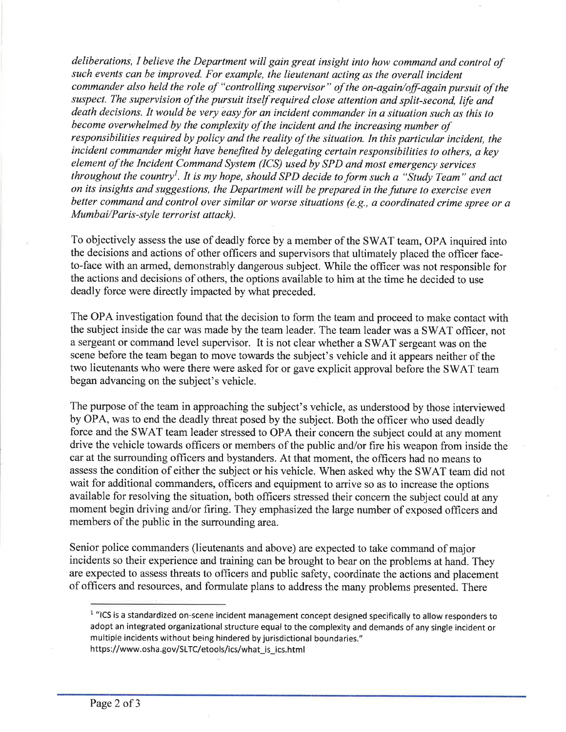*deliberations, I believe the Department will gain great insight into how command and control of such events can be improved. For example, the lieutenant acting as the overall incident commander also held the role of "controlling supervisor" of the on-again/off-again pursuit of the suspect. The supervision of the pursuit itself required close attention and split-second, life and death decisions. It would be very easy for an incident commander in a situation such as this to become overwhelmed by the complexity of the incident and the increasing number of responsibilities required by policy and the reality of the situation. In this particular incident, the incident commander might have benefited by delegating certain responsibilities to others, a key element of the Incident Command System (ICS) used by SPD and most emergency services throughout the country*[1]. *It is my hope, should SPD decide to form such a "Study Team" and act on its insights and suggestions, the Department will be prepared in the future to exercise even better command and control over similar or worse situations (e.g., a coordinated crime spree or a Mumbai/Paris-style terrorist attack).*

To objectively assess the use of deadly force by a member of the SWAT team, OPA inquired into the decisions and actions of other officers and supervisors that ultimately placed the officer face-to-face with an armed, demonstrably dangerous subject. While the officer was not responsible for the actions and decisions of others, the options available to him at the time he decided to use deadly force were directly impacted by what preceded.

The OPA investigation found that the decision to form the team and proceed to make contact with the subject inside the car was made by the team leader. The team leader was a SWAT officer, not a sergeant or command level supervisor. It is not clear whether a SWAT sergeant was on the scene before the team began to move towards the subject's vehicle and it appears neither of the two lieutenants who were there were asked for or gave explicit approval before the SWAT team began advancing on the subject's vehicle.

The purpose of the team in approaching the subject's vehicle, as understood by those interviewed by OPA, was to end the deadly threat posed by the subject. Both the officer who used deadly force and the SWAT team leader stressed to OPA their concern the subject could at any moment drive the vehicle towards officers or members of the public and/or fire his weapon from inside the car at the surrounding officers and bystanders. At that moment, the officers had no means to assess the condition of either the subject or his vehicle. When asked why the SWAT team did not wait for additional commanders, officers and equipment to arrive so as to increase the options available for resolving the situation, both officers stressed their concern the subject could at any moment begin driving and/or firing. They emphasized the large number of exposed officers and members of the public in the surrounding area.

Senior police commanders (lieutenants and above) are expected to take command of major incidents so their experience and training can be brought to bear on the problems at hand. They are expected to assess threats to officers and public safety, coordinate the actions and placement of officers and resources, and formulate plans to address the many problems presented. There

---

[1] "ICS is a standardized on-scene incident management concept designed specifically to allow responders to adopt an integrated organizational structure equal to the complexity and demands of any single incident or multiple incidents without being hindered by jurisdictional boundaries." https://www.osha.gov/SLTC/etools/ics/what_is_ics.html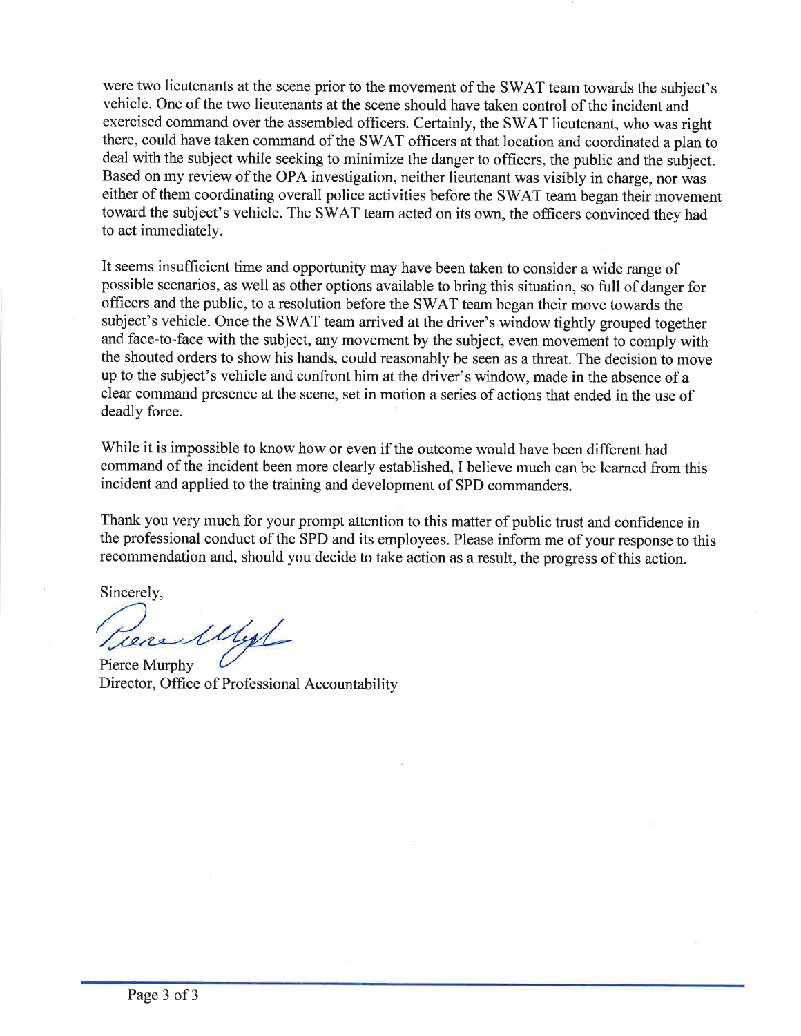were two lieutenants at the scene prior to the movement of the SWAT team towards the subject's vehicle. One of the two lieutenants at the scene should have taken control of the incident and exercised command over the assembled officers. Certainly, the SWAT lieutenant, who was right there, could have taken command of the SWAT officers at that location and coordinated a plan to deal with the subject while seeking to minimize the danger to officers, the public and the subject. Based on my review of the OPA investigation, neither lieutenant was visibly in charge, nor was either of them coordinating overall police activities before the SWAT team began their movement toward the subject's vehicle. The SWAT team acted on its own, the officers convinced they had to act immediately.

It seems insufficient time and opportunity may have been taken to consider a wide range of possible scenarios, as well as other options available to bring this situation, so full of danger for officers and the public, to a resolution before the SWAT team began their move towards the subject's vehicle. Once the SWAT team arrived at the driver's window tightly grouped together and face-to-face with the subject, any movement by the subject, even movement to comply with the shouted orders to show his hands, could reasonably be seen as a threat. The decision to move up to the subject's vehicle and confront him at the driver's window, made in the absence of a clear command presence at the scene, set in motion a series of actions that ended in the use of deadly force.

While it is impossible to know how or even if the outcome would have been different had command of the incident been more clearly established, I believe much can be learned from this incident and applied to the training and development of SPD commanders.

Thank you very much for your prompt attention to this matter of public trust and confidence in the professional conduct of the SPD and its employees. Please inform me of your response to this recommendation and, should you decide to take action as a result, the progress of this action.

Sincerely,

Pierce Murphy
Director, Office of Professional Accountability